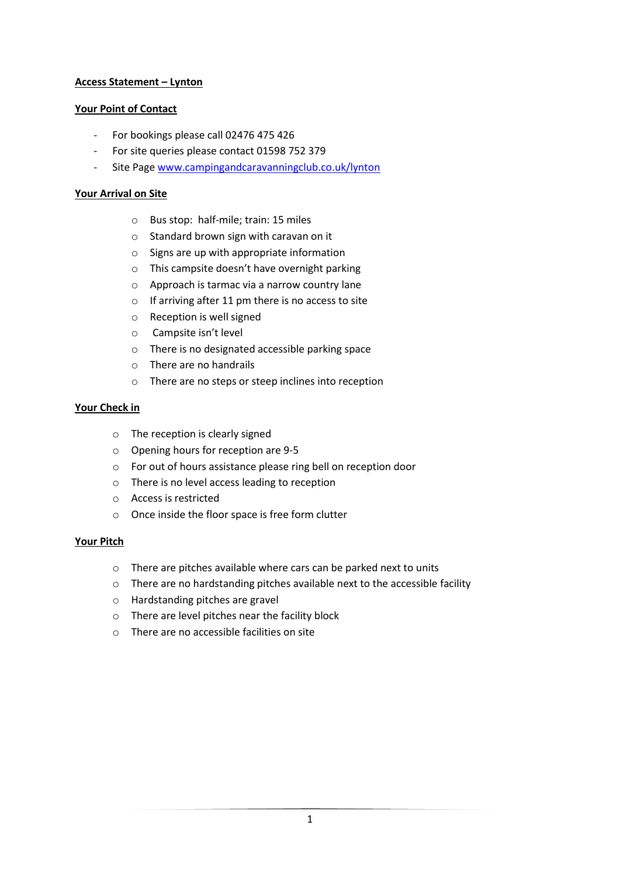**Access Statement – Lynton**

**Your Point of Contact**

- For bookings please call 02476 475 426
- For site queries please contact 01598 752 379
- Site Page [www.campingandcaravanningclub.co.uk/lynton](http://www.campingandcaravanningclub.co.uk/lynton)

**Your Arrival on Site**

- Bus stop: half-mile; train: 15 miles
- Standard brown sign with caravan on it
- Signs are up with appropriate information
- This campsite doesn't have overnight parking
- Approach is tarmac via a narrow country lane
- If arriving after 11 pm there is no access to site
- Reception is well signed
- Campsite isn't level
- There is no designated accessible parking space
- There are no handrails
- There are no steps or steep inclines into reception

**Your Check in**

- The reception is clearly signed
- Opening hours for reception are 9-5
- For out of hours assistance please ring bell on reception door
- There is no level access leading to reception
- Access is restricted
- Once inside the floor space is free form clutter

**Your Pitch**

- There are pitches available where cars can be parked next to units
- There are no hardstanding pitches available next to the accessible facility
- Hardstanding pitches are gravel
- There are level pitches near the facility block
- There are no accessible facilities on site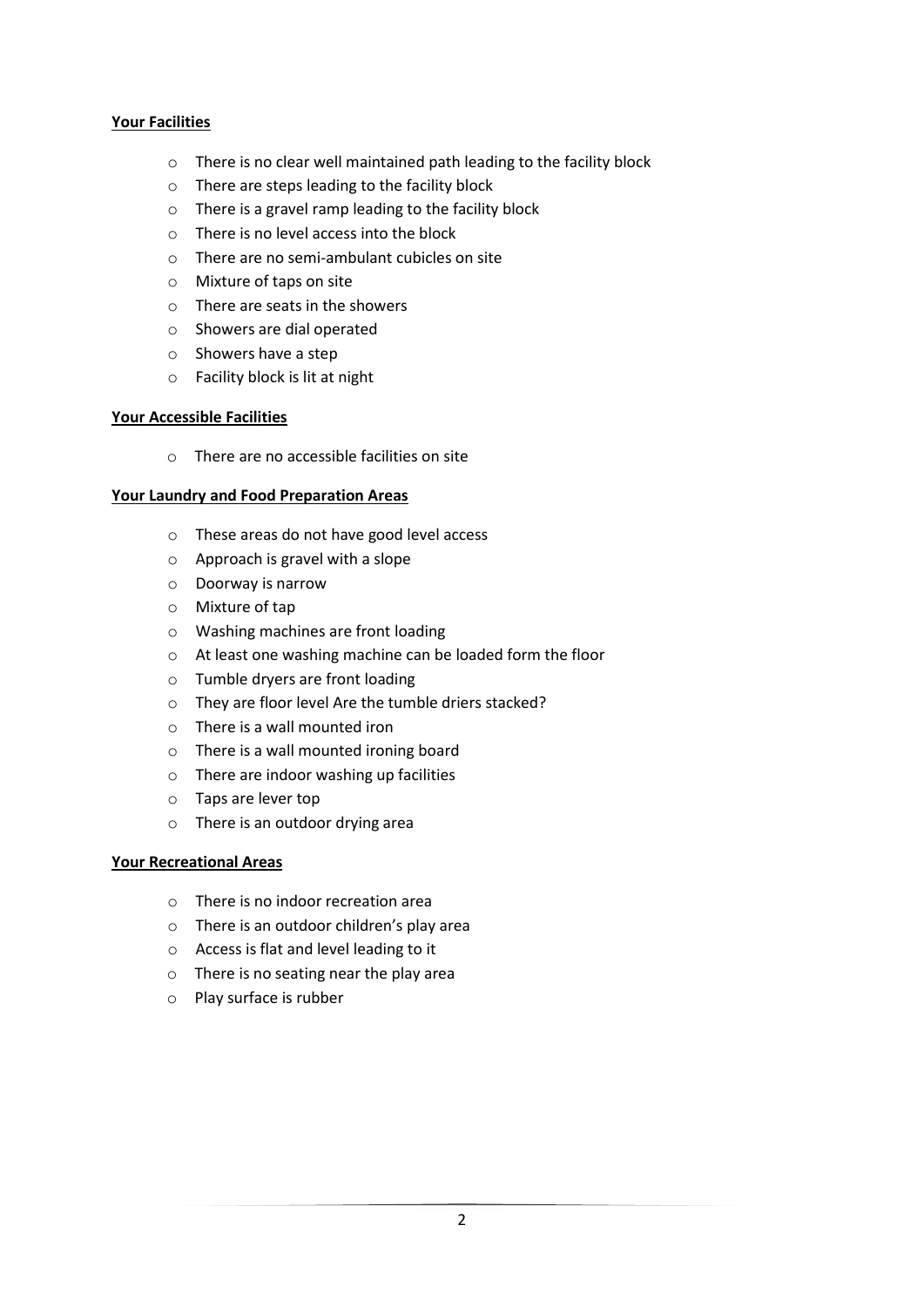**Your Facilities**

- There is no clear well maintained path leading to the facility block
- There are steps leading to the facility block
- There is a gravel ramp leading to the facility block
- There is no level access into the block
- There are no semi-ambulant cubicles on site
- Mixture of taps on site
- There are seats in the showers
- Showers are dial operated
- Showers have a step
- Facility block is lit at night

**Your Accessible Facilities**

- There are no accessible facilities on site

**Your Laundry and Food Preparation Areas**

- These areas do not have good level access
- Approach is gravel with a slope
- Doorway is narrow
- Mixture of tap
- Washing machines are front loading
- At least one washing machine can be loaded form the floor
- Tumble dryers are front loading
- They are floor level Are the tumble driers stacked?
- There is a wall mounted iron
- There is a wall mounted ironing board
- There are indoor washing up facilities
- Taps are lever top
- There is an outdoor drying area

**Your Recreational Areas**

- There is no indoor recreation area
- There is an outdoor children's play area
- Access is flat and level leading to it
- There is no seating near the play area
- Play surface is rubber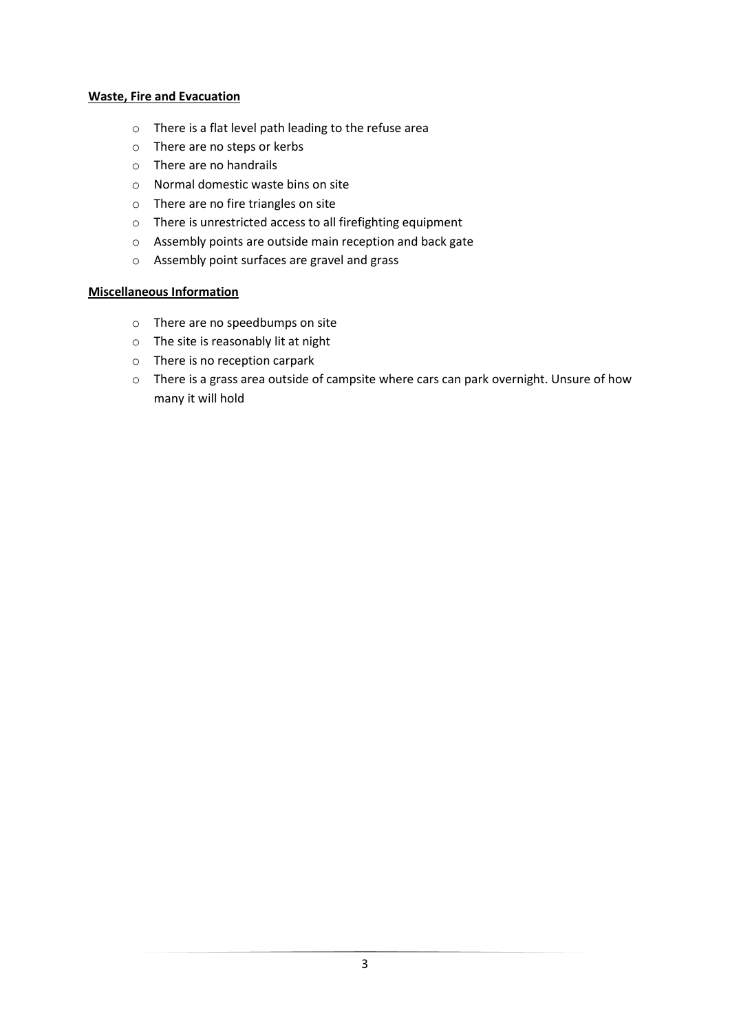**Waste, Fire and Evacuation**

- There is a flat level path leading to the refuse area
- There are no steps or kerbs
- There are no handrails
- Normal domestic waste bins on site
- There are no fire triangles on site
- There is unrestricted access to all firefighting equipment
- Assembly points are outside main reception and back gate
- Assembly point surfaces are gravel and grass

**Miscellaneous Information**

- There are no speedbumps on site
- The site is reasonably lit at night
- There is no reception carpark
- There is a grass area outside of campsite where cars can park overnight. Unsure of how many it will hold